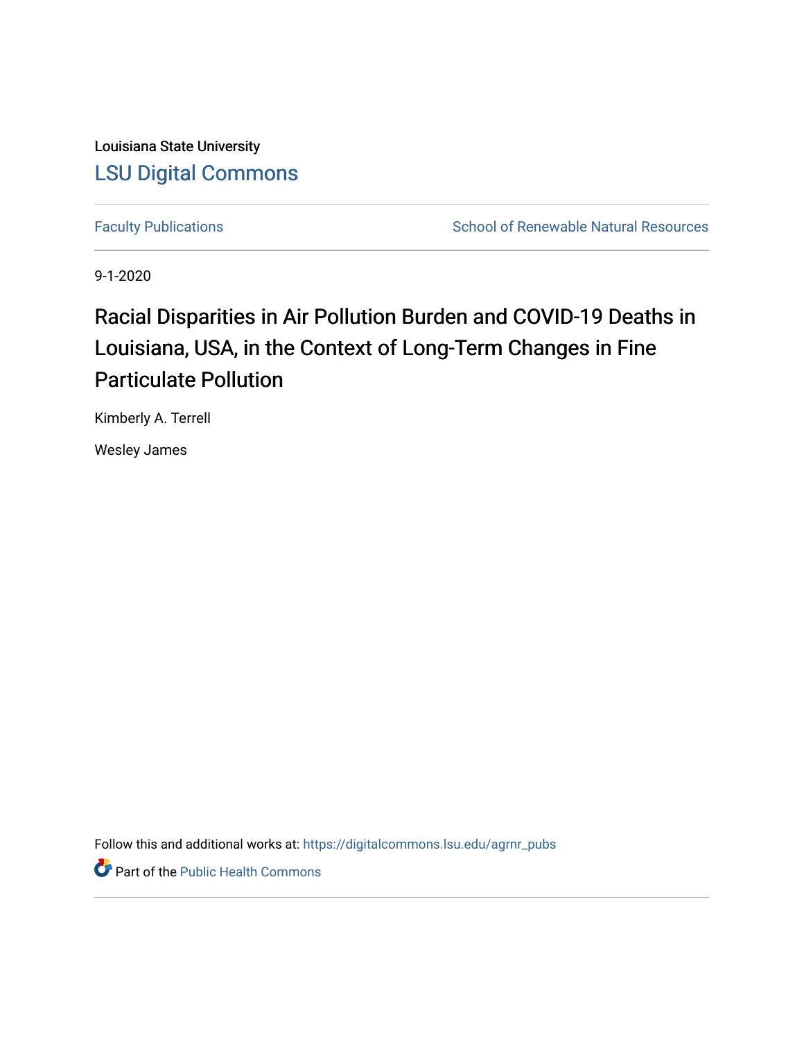Louisiana State University

LSU Digital Commons

Faculty Publications

School of Renewable Natural Resources

9-1-2020

# Racial Disparities in Air Pollution Burden and COVID-19 Deaths in Louisiana, USA, in the Context of Long-Term Changes in Fine Particulate Pollution

Kimberly A. Terrell

Wesley James

Follow this and additional works at: https://digitalcommons.lsu.edu/agrnr_pubs

Part of the Public Health Commons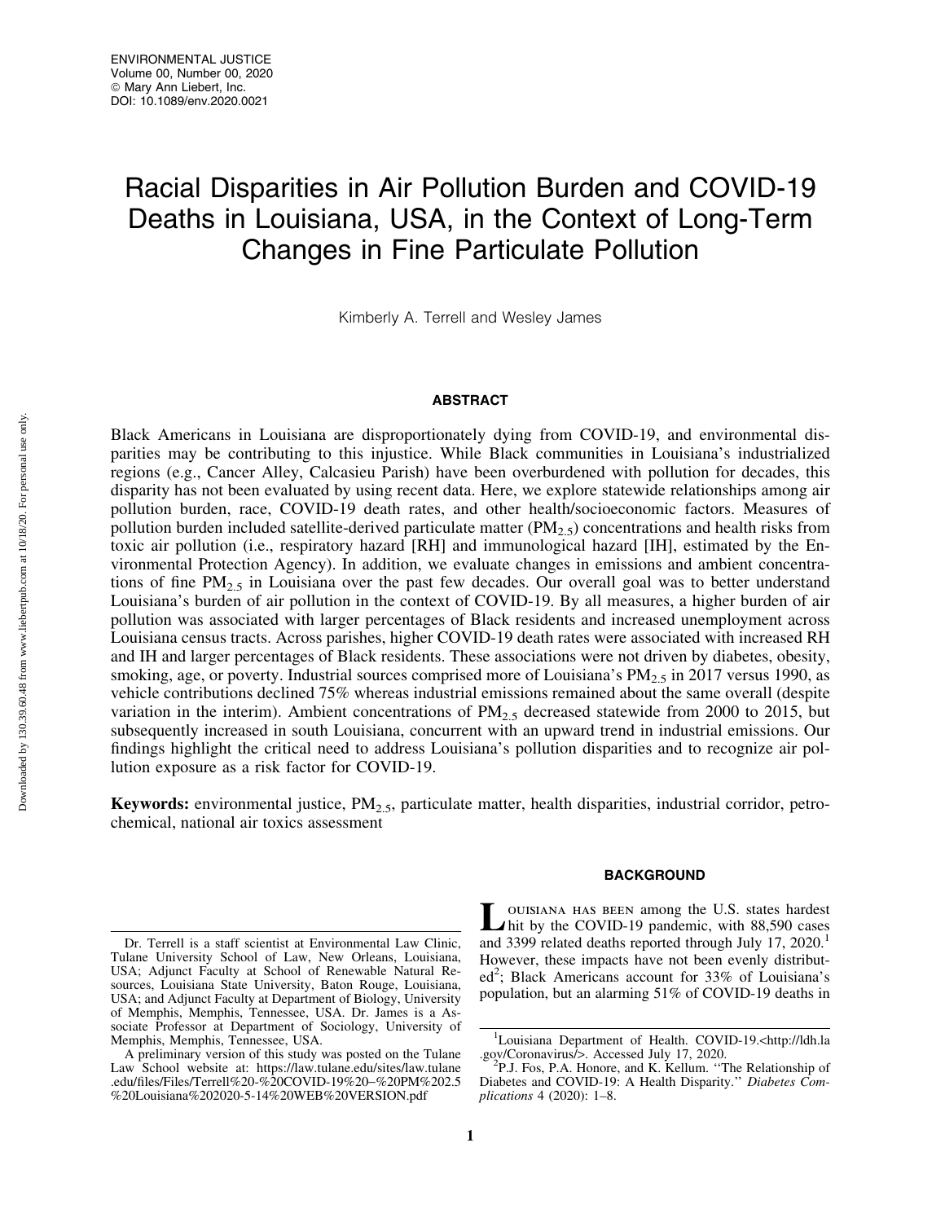# Racial Disparities in Air Pollution Burden and COVID-19 Deaths in Louisiana, USA, in the Context of Long-Term Changes in Fine Particulate Pollution

Kimberly A. Terrell and Wesley James

## ABSTRACT

Black Americans in Louisiana are disproportionately dying from COVID-19, and environmental disparities may be contributing to this injustice. While Black communities in Louisiana's industrialized regions (e.g., Cancer Alley, Calcasieu Parish) have been overburdened with pollution for decades, this disparity has not been evaluated by using recent data. Here, we explore statewide relationships among air pollution burden, race, COVID-19 death rates, and other health/socioeconomic factors. Measures of pollution burden included satellite-derived particulate matter ($PM_{2.5}$) concentrations and health risks from toxic air pollution (i.e., respiratory hazard [RH] and immunological hazard [IH], estimated by the Environmental Protection Agency). In addition, we evaluate changes in emissions and ambient concentrations of fine $PM_{2.5}$ in Louisiana over the past few decades. Our overall goal was to better understand Louisiana's burden of air pollution in the context of COVID-19. By all measures, a higher burden of air pollution was associated with larger percentages of Black residents and increased unemployment across Louisiana census tracts. Across parishes, higher COVID-19 death rates were associated with increased RH and IH and larger percentages of Black residents. These associations were not driven by diabetes, obesity, smoking, age, or poverty. Industrial sources comprised more of Louisiana's $PM_{2.5}$ in 2017 versus 1990, as vehicle contributions declined 75% whereas industrial emissions remained about the same overall (despite variation in the interim). Ambient concentrations of $PM_{2.5}$ decreased statewide from 2000 to 2015, but subsequently increased in south Louisiana, concurrent with an upward trend in industrial emissions. Our findings highlight the critical need to address Louisiana's pollution disparities and to recognize air pollution exposure as a risk factor for COVID-19.

**Keywords:** environmental justice, $PM_{2.5}$, particulate matter, health disparities, industrial corridor, petrochemical, national air toxics assessment

## BACKGROUND

Louisiana has been among the U.S. states hardest hit by the COVID-19 pandemic, with 88,590 cases and 3399 related deaths reported through July 17, 2020.[1] However, these impacts have not been evenly distributed[2]; Black Americans account for 33% of Louisiana's population, but an alarming 51% of COVID-19 deaths in

Dr. Terrell is a staff scientist at Environmental Law Clinic, Tulane University School of Law, New Orleans, Louisiana, USA; Adjunct Faculty at School of Renewable Natural Resources, Louisiana State University, Baton Rouge, Louisiana, USA; and Adjunct Faculty at Department of Biology, University of Memphis, Memphis, Tennessee, USA. Dr. James is a Associate Professor at Department of Sociology, University of Memphis, Memphis, Tennessee, USA.

A preliminary version of this study was posted on the Tulane Law School website at: https://law.tulane.edu/sites/law.tulane.edu/files/Files/Terrell%20-%20COVID-19%20–%20PM%202.5%20Louisiana%202020-5-14%20WEB%20VERSION.pdf

[1] Louisiana Department of Health. COVID-19.<http://ldh.la.gov/Coronavirus/>. Accessed July 17, 2020.

[2] P.J. Fos, P.A. Honore, and K. Kellum. ''The Relationship of Diabetes and COVID-19: A Health Disparity.'' *Diabetes Complications* 4 (2020): 1–8.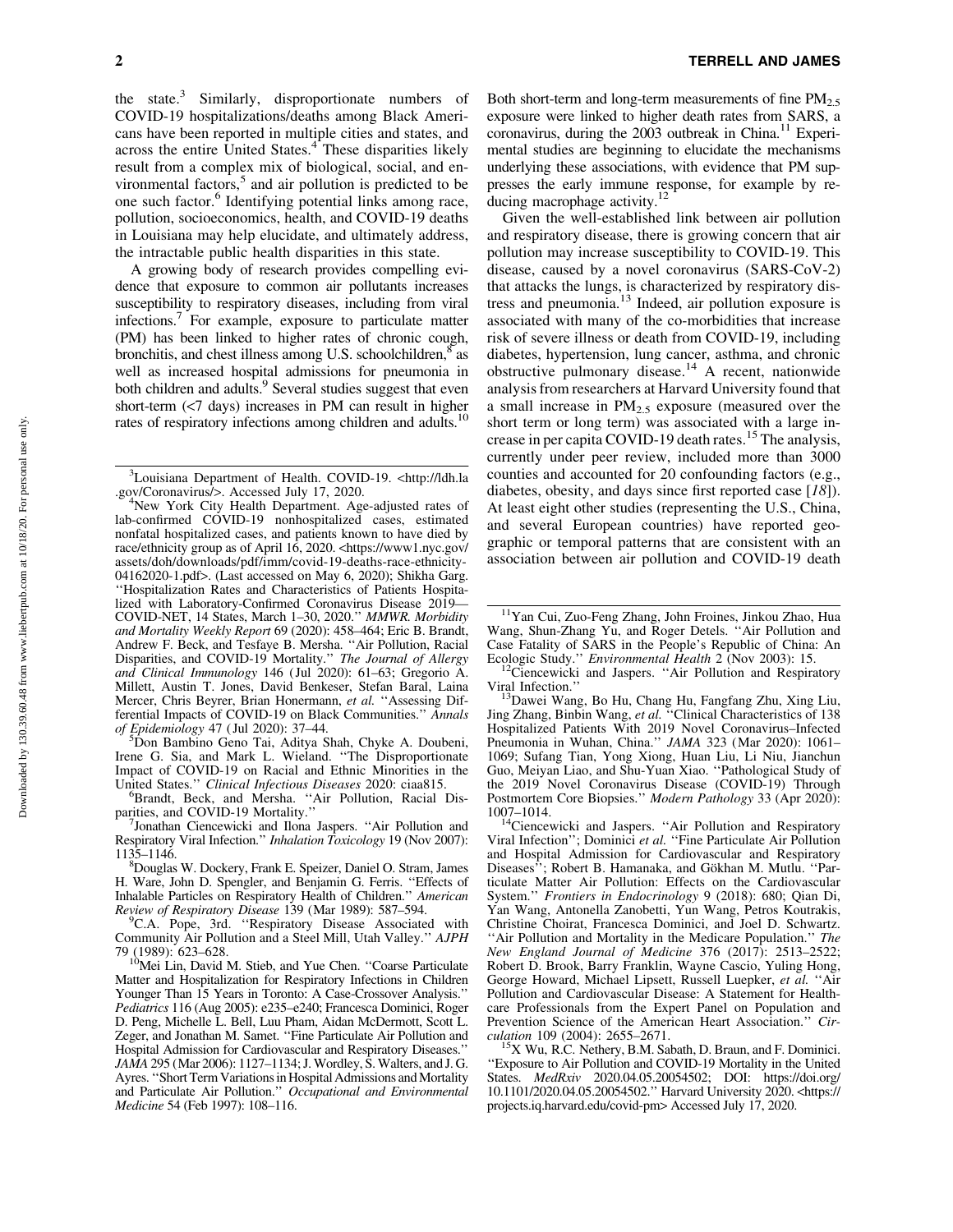the state.[3] Similarly, disproportionate numbers of COVID-19 hospitalizations/deaths among Black Americans have been reported in multiple cities and states, and across the entire United States.[4] These disparities likely result from a complex mix of biological, social, and environmental factors,[5] and air pollution is predicted to be one such factor.[6] Identifying potential links among race, pollution, socioeconomics, health, and COVID-19 deaths in Louisiana may help elucidate, and ultimately address, the intractable public health disparities in this state.

A growing body of research provides compelling evidence that exposure to common air pollutants increases susceptibility to respiratory diseases, including from viral infections.[7] For example, exposure to particulate matter (PM) has been linked to higher rates of chronic cough, bronchitis, and chest illness among U.S. schoolchildren,[8] as well as increased hospital admissions for pneumonia in both children and adults.[9] Several studies suggest that even short-term (<7 days) increases in PM can result in higher rates of respiratory infections among children and adults.[10] Both short-term and long-term measurements of fine $PM_{2.5}$ exposure were linked to higher death rates from SARS, a coronavirus, during the 2003 outbreak in China.[11] Experimental studies are beginning to elucidate the mechanisms underlying these associations, with evidence that PM suppresses the early immune response, for example by reducing macrophage activity.[12]

Given the well-established link between air pollution and respiratory disease, there is growing concern that air pollution may increase susceptibility to COVID-19. This disease, caused by a novel coronavirus (SARS-CoV-2) that attacks the lungs, is characterized by respiratory distress and pneumonia.[13] Indeed, air pollution exposure is associated with many of the co-morbidities that increase risk of severe illness or death from COVID-19, including diabetes, hypertension, lung cancer, asthma, and chronic obstructive pulmonary disease.[14] A recent, nationwide analysis from researchers at Harvard University found that a small increase in $PM_{2.5}$ exposure (measured over the short term or long term) was associated with a large increase in per capita COVID-19 death rates.[15] The analysis, currently under peer review, included more than 3000 counties and accounted for 20 confounding factors (e.g., diabetes, obesity, and days since first reported case [*18*]). At least eight other studies (representing the U.S., China, and several European countries) have reported geographic or temporal patterns that are consistent with an association between air pollution and COVID-19 death

---

[3] Louisiana Department of Health. COVID-19. <http://ldh.la.gov/Coronavirus/>. Accessed July 17, 2020.

[4] New York City Health Department. Age-adjusted rates of lab-confirmed COVID-19 nonhospitalized cases, estimated nonfatal hospitalized cases, and patients known to have died by race/ethnicity group as of April 16, 2020. <https://www1.nyc.gov/assets/doh/downloads/pdf/imm/covid-19-deaths-race-ethnicity-04162020-1.pdf>. (Last accessed on May 6, 2020); Shikha Garg. "Hospitalization Rates and Characteristics of Patients Hospitalized with Laboratory-Confirmed Coronavirus Disease 2019—COVID-NET, 14 States, March 1–30, 2020." *MMWR. Morbidity and Mortality Weekly Report* 69 (2020): 458–464; Eric B. Brandt, Andrew F. Beck, and Tesfaye B. Mersha. "Air Pollution, Racial Disparities, and COVID-19 Mortality." *The Journal of Allergy and Clinical Immunology* 146 (Jul 2020): 61–63; Gregorio A. Millett, Austin T. Jones, David Benkeser, Stefan Baral, Laina Mercer, Chris Beyrer, Brian Honermann, *et al.* "Assessing Differential Impacts of COVID-19 on Black Communities." *Annals of Epidemiology* 47 (Jul 2020): 37–44.

[5] Don Bambino Geno Tai, Aditya Shah, Chyke A. Doubeni, Irene G. Sia, and Mark L. Wieland. "The Disproportionate Impact of COVID-19 on Racial and Ethnic Minorities in the United States." *Clinical Infectious Diseases* 2020: ciaa815.

[6] Brandt, Beck, and Mersha. "Air Pollution, Racial Disparities, and COVID-19 Mortality."

[7] Jonathan Ciencewicki and Ilona Jaspers. "Air Pollution and Respiratory Viral Infection." *Inhalation Toxicology* 19 (Nov 2007): 1135–1146.

[8] Douglas W. Dockery, Frank E. Speizer, Daniel O. Stram, James H. Ware, John D. Spengler, and Benjamin G. Ferris. "Effects of Inhalable Particles on Respiratory Health of Children." *American Review of Respiratory Disease* 139 (Mar 1989): 587–594.

[9] C.A. Pope, 3rd. "Respiratory Disease Associated with Community Air Pollution and a Steel Mill, Utah Valley." *AJPH* 79 (1989): 623–628.

[10] Mei Lin, David M. Stieb, and Yue Chen. "Coarse Particulate Matter and Hospitalization for Respiratory Infections in Children Younger Than 15 Years in Toronto: A Case-Crossover Analysis." *Pediatrics* 116 (Aug 2005): e235–e240; Francesca Dominici, Roger D. Peng, Michelle L. Bell, Luu Pham, Aidan McDermott, Scott L. Zeger, and Jonathan M. Samet. "Fine Particulate Air Pollution and Hospital Admission for Cardiovascular and Respiratory Diseases." *JAMA* 295 (Mar 2006): 1127–1134; J. Wordley, S. Walters, and J. G. Ayres. "Short Term Variations in Hospital Admissions and Mortality and Particulate Air Pollution." *Occupational and Environmental Medicine* 54 (Feb 1997): 108–116.

[11] Yan Cui, Zuo-Feng Zhang, John Froines, Jinkou Zhao, Hua Wang, Shun-Zhang Yu, and Roger Detels. "Air Pollution and Case Fatality of SARS in the People's Republic of China: An Ecologic Study." *Environmental Health* 2 (Nov 2003): 15.

[12] Ciencewicki and Jaspers. "Air Pollution and Respiratory Viral Infection."

[13] Dawei Wang, Bo Hu, Chang Hu, Fangfang Zhu, Xing Liu, Jing Zhang, Binbin Wang, *et al.* "Clinical Characteristics of 138 Hospitalized Patients With 2019 Novel Coronavirus–Infected Pneumonia in Wuhan, China." *JAMA* 323 (Mar 2020): 1061–1069; Sufang Tian, Yong Xiong, Huan Liu, Li Niu, Jianchun Guo, Meiyan Liao, and Shu-Yuan Xiao. "Pathological Study of the 2019 Novel Coronavirus Disease (COVID-19) Through Postmortem Core Biopsies." *Modern Pathology* 33 (Apr 2020): 1007–1014.

[14] Ciencewicki and Jaspers. "Air Pollution and Respiratory Viral Infection"; Dominici *et al.* "Fine Particulate Air Pollution and Hospital Admission for Cardiovascular and Respiratory Diseases"; Robert B. Hamanaka, and Gökhan M. Mutlu. "Particulate Matter Air Pollution: Effects on the Cardiovascular System." *Frontiers in Endocrinology* 9 (2018): 680; Qian Di, Yan Wang, Antonella Zanobetti, Yun Wang, Petros Koutrakis, Christine Choirat, Francesca Dominici, and Joel D. Schwartz. "Air Pollution and Mortality in the Medicare Population." *The New England Journal of Medicine* 376 (2017): 2513–2522; Robert D. Brook, Barry Franklin, Wayne Cascio, Yuling Hong, George Howard, Michael Lipsett, Russell Luepker, *et al.* "Air Pollution and Cardiovascular Disease: A Statement for Healthcare Professionals from the Expert Panel on Population and Prevention Science of the American Heart Association." *Circulation* 109 (2004): 2655–2671.

[15] X Wu, R.C. Nethery, B.M. Sabath, D. Braun, and F. Dominici. "Exposure to Air Pollution and COVID-19 Mortality in the United States. *MedRxiv* 2020.04.05.20054502; DOI: https://doi.org/10.1101/2020.04.05.20054502." Harvard University 2020. <https://projects.iq.harvard.edu/covid-pm> Accessed July 17, 2020.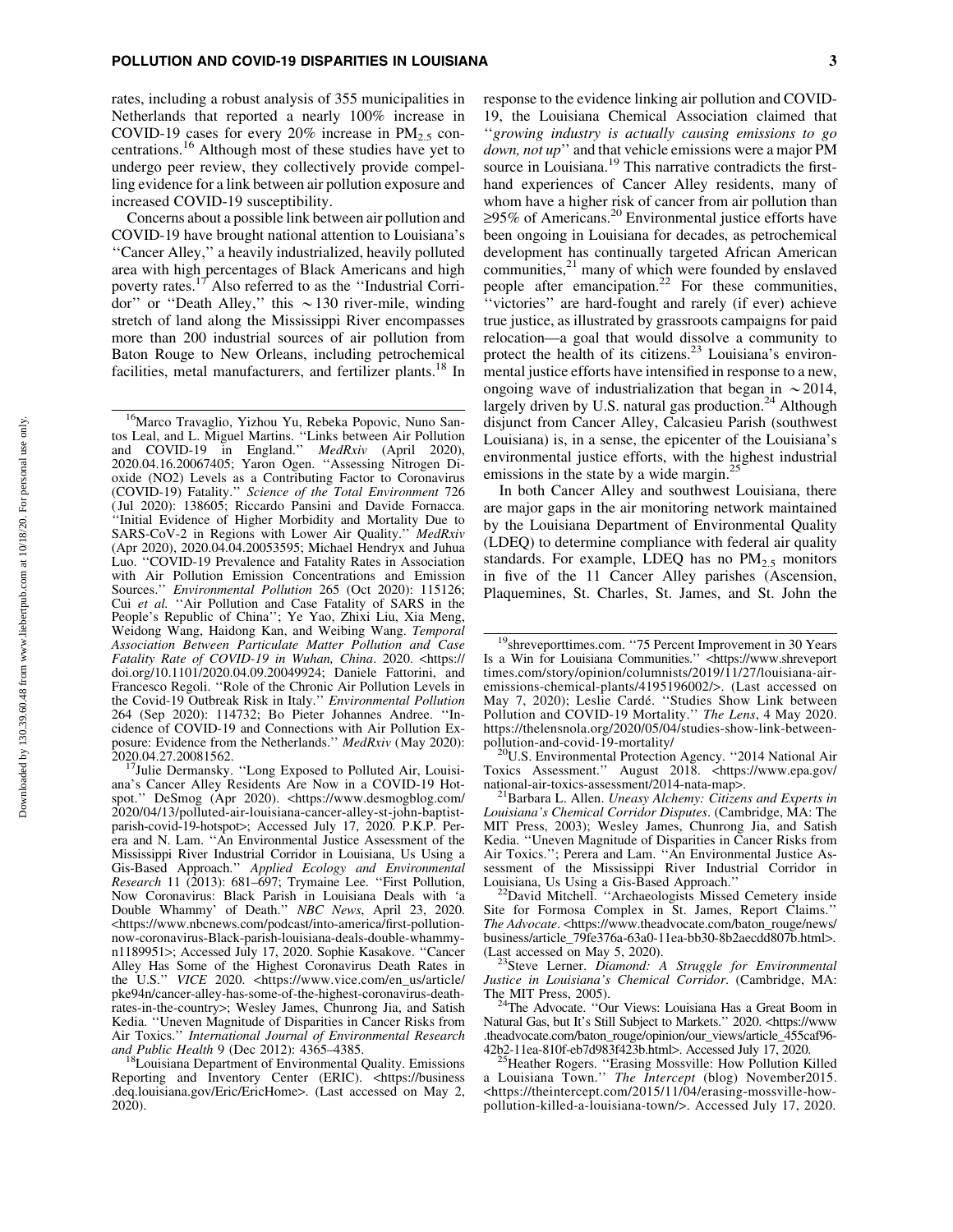rates, including a robust analysis of 355 municipalities in Netherlands that reported a nearly 100% increase in COVID-19 cases for every 20% increase in $PM_{2.5}$ concentrations.[16] Although most of these studies have yet to undergo peer review, they collectively provide compelling evidence for a link between air pollution exposure and increased COVID-19 susceptibility.

Concerns about a possible link between air pollution and COVID-19 have brought national attention to Louisiana's "Cancer Alley," a heavily industrialized, heavily polluted area with high percentages of Black Americans and high poverty rates.[17] Also referred to as the "Industrial Corridor" or "Death Alley," this ~130 river-mile, winding stretch of land along the Mississippi River encompasses more than 200 industrial sources of air pollution from Baton Rouge to New Orleans, including petrochemical facilities, metal manufacturers, and fertilizer plants.[18] In response to the evidence linking air pollution and COVID-19, the Louisiana Chemical Association claimed that "*growing industry is actually causing emissions to go down, not up*" and that vehicle emissions were a major PM source in Louisiana.[19] This narrative contradicts the first-hand experiences of Cancer Alley residents, many of whom have a higher risk of cancer from air pollution than ≥95% of Americans.[20] Environmental justice efforts have been ongoing in Louisiana for decades, as petrochemical development has continually targeted African American communities,[21] many of which were founded by enslaved people after emancipation.[22] For these communities, "victories" are hard-fought and rarely (if ever) achieve true justice, as illustrated by grassroots campaigns for paid relocation—a goal that would dissolve a community to protect the health of its citizens.[23] Louisiana's environmental justice efforts have intensified in response to a new, ongoing wave of industrialization that began in ~2014, largely driven by U.S. natural gas production.[24] Although disjunct from Cancer Alley, Calcasieu Parish (southwest Louisiana) is, in a sense, the epicenter of the Louisiana's environmental justice efforts, with the highest industrial emissions in the state by a wide margin.[25]

In both Cancer Alley and southwest Louisiana, there are major gaps in the air monitoring network maintained by the Louisiana Department of Environmental Quality (LDEQ) to determine compliance with federal air quality standards. For example, LDEQ has no $PM_{2.5}$ monitors in five of the 11 Cancer Alley parishes (Ascension, Plaquemines, St. Charles, St. James, and St. John the

---

[16] Marco Travaglio, Yizhou Yu, Rebeka Popovic, Nuno Santos Leal, and L. Miguel Martins. "Links between Air Pollution and COVID-19 in England." *MedRxiv* (April 2020), 2020.04.16.20067405; Yaron Ogen. "Assessing Nitrogen Dioxide (NO2) Levels as a Contributing Factor to Coronavirus (COVID-19) Fatality." *Science of the Total Environment* 726 (Jul 2020): 138605; Riccardo Pansini and Davide Fornacca. "Initial Evidence of Higher Morbidity and Mortality Due to SARS-CoV-2 in Regions with Lower Air Quality." *MedRxiv* (Apr 2020), 2020.04.04.20053595; Michael Hendryx and Juhua Luo. "COVID-19 Prevalence and Fatality Rates in Association with Air Pollution Emission Concentrations and Emission Sources." *Environmental Pollution* 265 (Oct 2020): 115126; Cui *et al.* "Air Pollution and Case Fatality of SARS in the People's Republic of China"; Ye Yao, Zhixi Liu, Xia Meng, Weidong Wang, Haidong Kan, and Weibing Wang. *Temporal Association Between Particulate Matter Pollution and Case Fatality Rate of COVID-19 in Wuhan, China*. 2020. <https://doi.org/10.1101/2020.04.09.20049924>; Daniele Fattorini, and Francesco Regoli. "Role of the Chronic Air Pollution Levels in the Covid-19 Outbreak Risk in Italy." *Environmental Pollution* 264 (Sep 2020): 114732; Bo Pieter Johannes Andree. "Incidence of COVID-19 and Connections with Air Pollution Exposure: Evidence from the Netherlands." *MedRxiv* (May 2020): 2020.04.27.20081562.

[17] Julie Dermansky. "Long Exposed to Polluted Air, Louisiana's Cancer Alley Residents Are Now in a COVID-19 Hotspot." DeSmog (Apr 2020). <https://www.desmogblog.com/2020/04/13/polluted-air-louisiana-cancer-alley-st-john-baptist-parish-covid-19-hotspot>; Accessed July 17, 2020. P.K.P. Perera and N. Lam. "An Environmental Justice Assessment of the Mississippi River Industrial Corridor in Louisiana, Us Using a Gis-Based Approach." *Applied Ecology and Environmental Research* 11 (2013): 681–697; Trymaine Lee. "First Pollution, Now Coronavirus: Black Parish in Louisiana Deals with 'a Double Whammy' of Death." *NBC News*, April 23, 2020. <https://www.nbcnews.com/podcast/into-america/first-pollution-now-coronavirus-Black-parish-louisiana-deals-double-whammy-n1189951>; Accessed July 17, 2020. Sophie Kasakove. "Cancer Alley Has Some of the Highest Coronavirus Death Rates in the U.S." *VICE* 2020. <https://www.vice.com/en_us/article/pke94n/cancer-alley-has-some-of-the-highest-coronavirus-death-rates-in-the-country>; Wesley James, Chunrong Jia, and Satish Kedia. "Uneven Magnitude of Disparities in Cancer Risks from Air Toxics." *International Journal of Environmental Research and Public Health* 9 (Dec 2012): 4365–4385.

[18] Louisiana Department of Environmental Quality. Emissions Reporting and Inventory Center (ERIC). <https://business.deq.louisiana.gov/Eric/EricHome>. (Last accessed on May 2, 2020).

[19] shreveporttimes.com. "75 Percent Improvement in 30 Years Is a Win for Louisiana Communities." <https://www.shreveporttimes.com/story/opinion/columnists/2019/11/27/louisiana-air-emissions-chemical-plants/4195196002/>. (Last accessed on May 7, 2020); Leslie Cardé. "Studies Show Link between Pollution and COVID-19 Mortality." *The Lens*, 4 May 2020. https://thelensnola.org/2020/05/04/studies-show-link-between-pollution-and-covid-19-mortality/

[20] U.S. Environmental Protection Agency. "2014 National Air Toxics Assessment." August 2018. <https://www.epa.gov/national-air-toxics-assessment/2014-nata-map>.

[21] Barbara L. Allen. *Uneasy Alchemy: Citizens and Experts in Louisiana's Chemical Corridor Disputes*. (Cambridge, MA: The MIT Press, 2003); Wesley James, Chunrong Jia, and Satish Kedia. "Uneven Magnitude of Disparities in Cancer Risks from Air Toxics."; Perera and Lam. "An Environmental Justice Assessment of the Mississippi River Industrial Corridor in Louisiana, Us Using a Gis-Based Approach."

[22] David Mitchell. "Archaeologists Missed Cemetery inside Site for Formosa Complex in St. James, Report Claims." *The Advocate*. <https://www.theadvocate.com/baton_rouge/news/business/article_79fe376a-63a0-11ea-bb30-8b2aecdd807b.html>. (Last accessed on May 5, 2020).

[23] Steve Lerner. *Diamond: A Struggle for Environmental Justice in Louisiana's Chemical Corridor*. (Cambridge, MA: The MIT Press, 2005).

[24] The Advocate. "Our Views: Louisiana Has a Great Boom in Natural Gas, but It's Still Subject to Markets." 2020. <https://www.theadvocate.com/baton_rouge/opinion/our_views/article_455caf96-42b2-11ea-810f-eb7d983f423b.html>. Accessed July 17, 2020.

[25] Heather Rogers. "Erasing Mossville: How Pollution Killed a Louisiana Town." *The Intercept* (blog) November2015. <https://theintercept.com/2015/11/04/erasing-mossville-how-pollution-killed-a-louisiana-town/>. Accessed July 17, 2020.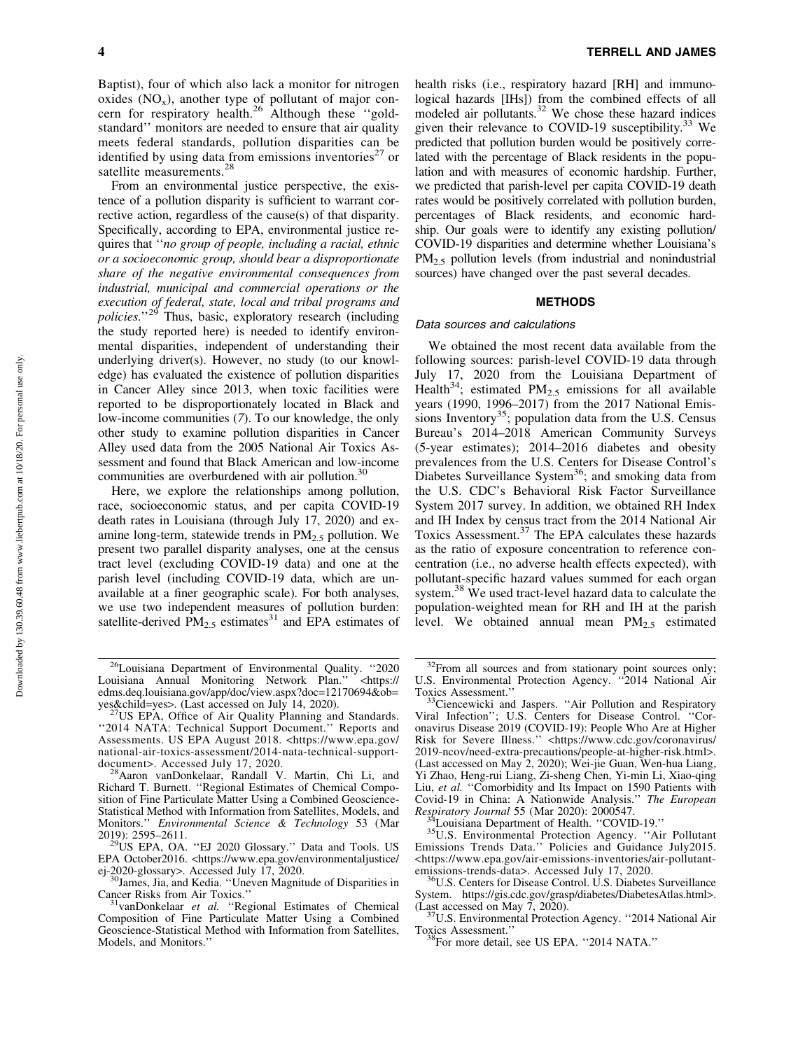Baptist), four of which also lack a monitor for nitrogen oxides ($NO_x$), another type of pollutant of major concern for respiratory health.[26] Although these ''gold-standard'' monitors are needed to ensure that air quality meets federal standards, pollution disparities can be identified by using data from emissions inventories[27] or satellite measurements.[28]

From an environmental justice perspective, the existence of a pollution disparity is sufficient to warrant corrective action, regardless of the cause(s) of that disparity. Specifically, according to EPA, environmental justice requires that ''*no group of people, including a racial, ethnic or a socioeconomic group, should bear a disproportionate share of the negative environmental consequences from industrial, municipal and commercial operations or the execution of federal, state, local and tribal programs and policies.*''[29] Thus, basic, exploratory research (including the study reported here) is needed to identify environmental disparities, independent of understanding their underlying driver(s). However, no study (to our knowledge) has evaluated the existence of pollution disparities in Cancer Alley since 2013, when toxic facilities were reported to be disproportionately located in Black and low-income communities (*7*). To our knowledge, the only other study to examine pollution disparities in Cancer Alley used data from the 2005 National Air Toxics Assessment and found that Black American and low-income communities are overburdened with air pollution.[30]

Here, we explore the relationships among pollution, race, socioeconomic status, and per capita COVID-19 death rates in Louisiana (through July 17, 2020) and examine long-term, statewide trends in $PM_{2.5}$ pollution. We present two parallel disparity analyses, one at the census tract level (excluding COVID-19 data) and one at the parish level (including COVID-19 data, which are unavailable at a finer geographic scale). For both analyses, we use two independent measures of pollution burden: satellite-derived $PM_{2.5}$ estimates[31] and EPA estimates of health risks (i.e., respiratory hazard [RH] and immunological hazards [IHs]) from the combined effects of all modeled air pollutants.[32] We chose these hazard indices given their relevance to COVID-19 susceptibility.[33] We predicted that pollution burden would be positively correlated with the percentage of Black residents in the population and with measures of economic hardship. Further, we predicted that parish-level per capita COVID-19 death rates would be positively correlated with pollution burden, percentages of Black residents, and economic hardship. Our goals were to identify any existing pollution/COVID-19 disparities and determine whether Louisiana's $PM_{2.5}$ pollution levels (from industrial and nonindustrial sources) have changed over the past several decades.

## METHODS

### Data sources and calculations

We obtained the most recent data available from the following sources: parish-level COVID-19 data through July 17, 2020 from the Louisiana Department of Health[34]; estimated $PM_{2.5}$ emissions for all available years (1990, 1996–2017) from the 2017 National Emissions Inventory[35]; population data from the U.S. Census Bureau's 2014–2018 American Community Surveys (5-year estimates); 2014–2016 diabetes and obesity prevalences from the U.S. Centers for Disease Control's Diabetes Surveillance System[36]; and smoking data from the U.S. CDC's Behavioral Risk Factor Surveillance System 2017 survey. In addition, we obtained RH Index and IH Index by census tract from the 2014 National Air Toxics Assessment.[37] The EPA calculates these hazards as the ratio of exposure concentration to reference concentration (i.e., no adverse health effects expected), with pollutant-specific hazard values summed for each organ system.[38] We used tract-level hazard data to calculate the population-weighted mean for RH and IH at the parish level. We obtained annual mean $PM_{2.5}$ estimated

---

[26] Louisiana Department of Environmental Quality. ''2020 Louisiana Annual Monitoring Network Plan.'' <https://edms.deq.louisiana.gov/app/doc/view.aspx?doc=12170694&ob=yes&child=yes>. (Last accessed on July 14, 2020).

[27] US EPA, Office of Air Quality Planning and Standards. ''2014 NATA: Technical Support Document.'' Reports and Assessments. US EPA August 2018. <https://www.epa.gov/national-air-toxics-assessment/2014-nata-technical-support-document>. Accessed July 17, 2020.

[28] Aaron vanDonkelaar, Randall V. Martin, Chi Li, and Richard T. Burnett. ''Regional Estimates of Chemical Composition of Fine Particulate Matter Using a Combined Geoscience-Statistical Method with Information from Satellites, Models, and Monitors.'' *Environmental Science & Technology* 53 (Mar 2019): 2595–2611.

[29] US EPA, OA. ''EJ 2020 Glossary.'' Data and Tools. US EPA October2016. <https://www.epa.gov/environmentaljustice/ej-2020-glossary>. Accessed July 17, 2020.

[30] James, Jia, and Kedia. ''Uneven Magnitude of Disparities in Cancer Risks from Air Toxics.''

[31] vanDonkelaar *et al.* ''Regional Estimates of Chemical Composition of Fine Particulate Matter Using a Combined Geoscience-Statistical Method with Information from Satellites, Models, and Monitors.''

[32] From all sources and from stationary point sources only; U.S. Environmental Protection Agency. ''2014 National Air Toxics Assessment.''

[33] Ciencewicki and Jaspers. ''Air Pollution and Respiratory Viral Infection''; U.S. Centers for Disease Control. ''Coronavirus Disease 2019 (COVID-19): People Who Are at Higher Risk for Severe Illness.'' <https://www.cdc.gov/coronavirus/2019-ncov/need-extra-precautions/people-at-higher-risk.html>. (Last accessed on May 2, 2020); Wei-jie Guan, Wen-hua Liang, Yi Zhao, Heng-rui Liang, Zi-sheng Chen, Yi-min Li, Xiao-qing Liu, *et al.* ''Comorbidity and Its Impact on 1590 Patients with Covid-19 in China: A Nationwide Analysis.'' *The European Respiratory Journal* 55 (Mar 2020): 2000547.

[34] Louisiana Department of Health. ''COVID-19.''

[35] U.S. Environmental Protection Agency. ''Air Pollutant Emissions Trends Data.'' Policies and Guidance July2015. <https://www.epa.gov/air-emissions-inventories/air-pollutant-emissions-trends-data>. Accessed July 17, 2020.

[36] U.S. Centers for Disease Control. U.S. Diabetes Surveillance System. https://gis.cdc.gov/grasp/diabetes/DiabetesAtlas.html>. (Last accessed on May 7, 2020).

[37] U.S. Environmental Protection Agency. ''2014 National Air Toxics Assessment.''

[38] For more detail, see US EPA. ''2014 NATA.''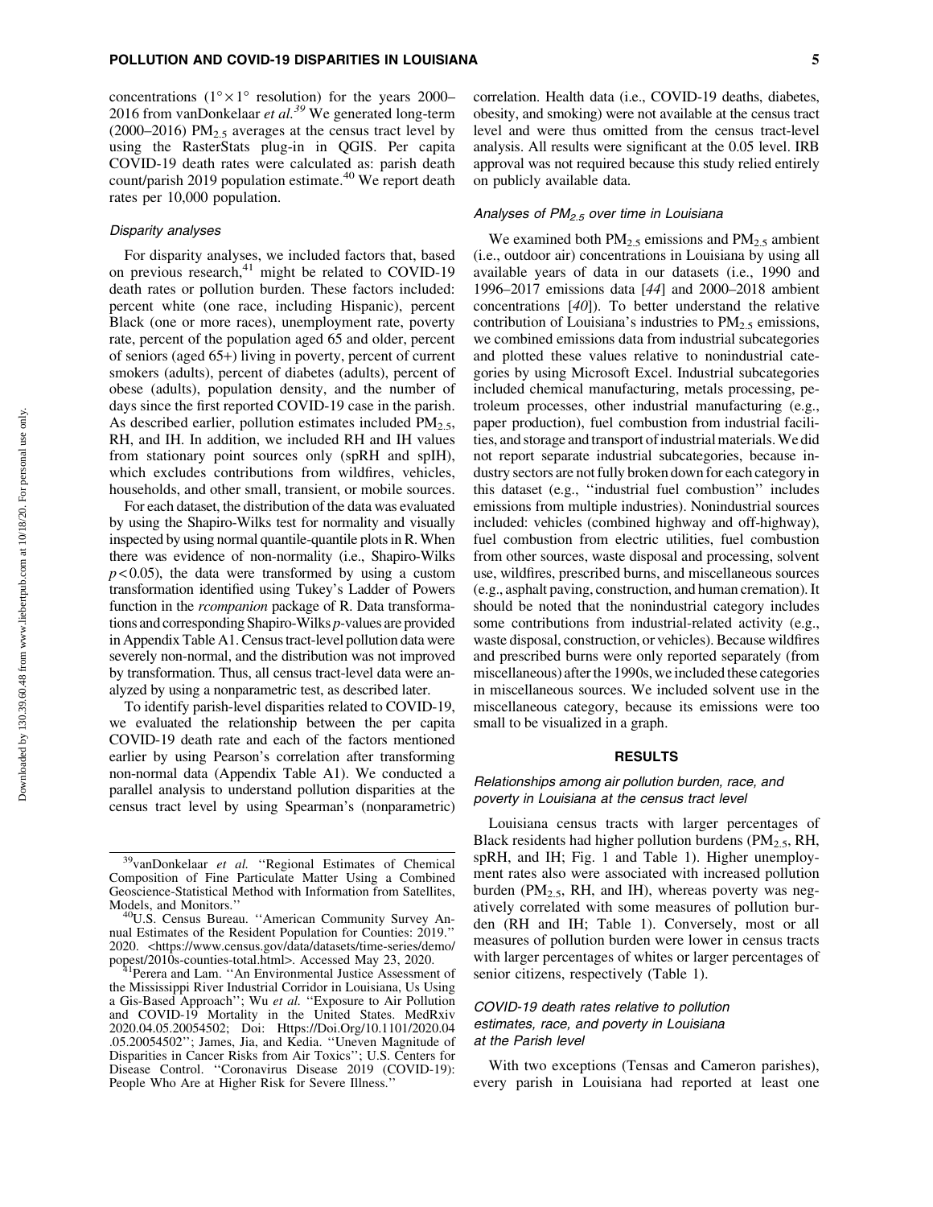concentrations ($1° \times 1°$ resolution) for the years 2000–2016 from vanDonkelaar *et al.*[39] We generated long-term (2000–2016) $PM_{2.5}$ averages at the census tract level by using the RasterStats plug-in in QGIS. Per capita COVID-19 death rates were calculated as: parish death count/parish 2019 population estimate.[40] We report death rates per 10,000 population.

### Disparity analyses

For disparity analyses, we included factors that, based on previous research,[41] might be related to COVID-19 death rates or pollution burden. These factors included: percent white (one race, including Hispanic), percent Black (one or more races), unemployment rate, poverty rate, percent of the population aged 65 and older, percent of seniors (aged 65+) living in poverty, percent of current smokers (adults), percent of diabetes (adults), percent of obese (adults), population density, and the number of days since the first reported COVID-19 case in the parish. As described earlier, pollution estimates included $PM_{2.5}$, RH, and IH. In addition, we included RH and IH values from stationary point sources only (spRH and spIH), which excludes contributions from wildfires, vehicles, households, and other small, transient, or mobile sources.

For each dataset, the distribution of the data was evaluated by using the Shapiro-Wilks test for normality and visually inspected by using normal quantile-quantile plots in R. When there was evidence of non-normality (i.e., Shapiro-Wilks $p < 0.05$), the data were transformed by using a custom transformation identified using Tukey's Ladder of Powers function in the *rcompanion* package of R. Data transformations and corresponding Shapiro-Wilks *p*-values are provided in Appendix Table A1. Census tract-level pollution data were severely non-normal, and the distribution was not improved by transformation. Thus, all census tract-level data were analyzed by using a nonparametric test, as described later.

To identify parish-level disparities related to COVID-19, we evaluated the relationship between the per capita COVID-19 death rate and each of the factors mentioned earlier by using Pearson's correlation after transforming non-normal data (Appendix Table A1). We conducted a parallel analysis to understand pollution disparities at the census tract level by using Spearman's (nonparametric) correlation. Health data (i.e., COVID-19 deaths, diabetes, obesity, and smoking) were not available at the census tract level and were thus omitted from the census tract-level analysis. All results were significant at the 0.05 level. IRB approval was not required because this study relied entirely on publicly available data.

### Analyses of $PM_{2.5}$ over time in Louisiana

We examined both $PM_{2.5}$ emissions and $PM_{2.5}$ ambient (i.e., outdoor air) concentrations in Louisiana by using all available years of data in our datasets (i.e., 1990 and 1996–2017 emissions data [*44*] and 2000–2018 ambient concentrations [*40*]). To better understand the relative contribution of Louisiana's industries to $PM_{2.5}$ emissions, we combined emissions data from industrial subcategories and plotted these values relative to nonindustrial categories by using Microsoft Excel. Industrial subcategories included chemical manufacturing, metals processing, petroleum processes, other industrial manufacturing (e.g., paper production), fuel combustion from industrial facilities, and storage and transport of industrial materials. We did not report separate industrial subcategories, because industry sectors are not fully broken down for each category in this dataset (e.g., "industrial fuel combustion" includes emissions from multiple industries). Nonindustrial sources included: vehicles (combined highway and off-highway), fuel combustion from electric utilities, fuel combustion from other sources, waste disposal and processing, solvent use, wildfires, prescribed burns, and miscellaneous sources (e.g., asphalt paving, construction, and human cremation). It should be noted that the nonindustrial category includes some contributions from industrial-related activity (e.g., waste disposal, construction, or vehicles). Because wildfires and prescribed burns were only reported separately (from miscellaneous) after the 1990s, we included these categories in miscellaneous sources. We included solvent use in the miscellaneous category, because its emissions were too small to be visualized in a graph.

## RESULTS

### Relationships among air pollution burden, race, and poverty in Louisiana at the census tract level

Louisiana census tracts with larger percentages of Black residents had higher pollution burdens ($PM_{2.5}$, RH, spRH, and IH; Fig. 1 and Table 1). Higher unemployment rates also were associated with increased pollution burden ($PM_{2.5}$, RH, and IH), whereas poverty was negatively correlated with some measures of pollution burden (RH and IH; Table 1). Conversely, most or all measures of pollution burden were lower in census tracts with larger percentages of whites or larger percentages of senior citizens, respectively (Table 1).

### COVID-19 death rates relative to pollution estimates, race, and poverty in Louisiana at the Parish level

With two exceptions (Tensas and Cameron parishes), every parish in Louisiana had reported at least one

---

[39] vanDonkelaar *et al.* "Regional Estimates of Chemical Composition of Fine Particulate Matter Using a Combined Geoscience-Statistical Method with Information from Satellites, Models, and Monitors."

[40] U.S. Census Bureau. "American Community Survey Annual Estimates of the Resident Population for Counties: 2019." 2020. <https://www.census.gov/data/datasets/time-series/demo/popest/2010s-counties-total.html>. Accessed May 23, 2020.

[41] Perera and Lam. "An Environmental Justice Assessment of the Mississippi River Industrial Corridor in Louisiana, Us Using a Gis-Based Approach"; Wu *et al.* "Exposure to Air Pollution and COVID-19 Mortality in the United States. MedRxiv 2020.04.05.20054502; Doi: Https://Doi.Org/10.1101/2020.04.05.20054502"; James, Jia, and Kedia. "Uneven Magnitude of Disparities in Cancer Risks from Air Toxics"; U.S. Centers for Disease Control. "Coronavirus Disease 2019 (COVID-19): People Who Are at Higher Risk for Severe Illness."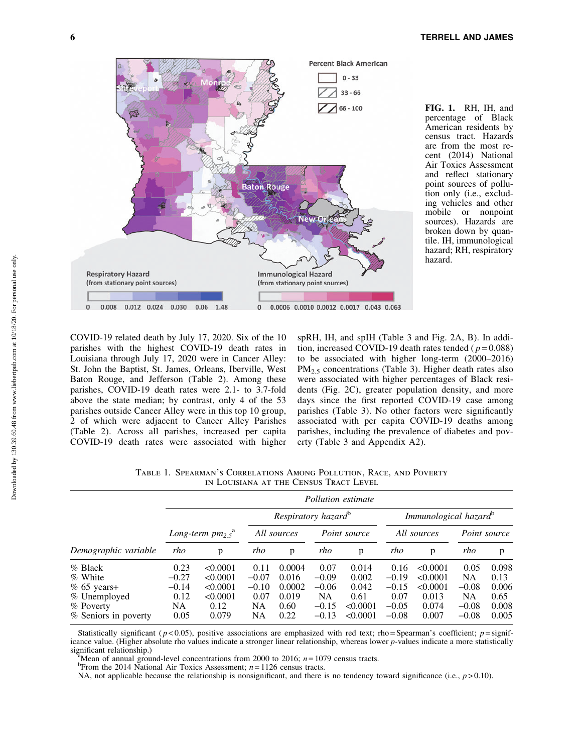**FIG. 1.** RH, IH, and percentage of Black American residents by census tract. Hazards are from the most recent (2014) National Air Toxics Assessment and reflect stationary point sources of pollution only (i.e., excluding vehicles and other mobile or nonpoint sources). Hazards are broken down by quantile. IH, immunological hazard; RH, respiratory hazard.

COVID-19 related death by July 17, 2020. Six of the 10 parishes with the highest COVID-19 death rates in Louisiana through July 17, 2020 were in Cancer Alley: St. John the Baptist, St. James, Orleans, Iberville, West Baton Rouge, and Jefferson (Table 2). Among these parishes, COVID-19 death rates were 2.1- to 3.7-fold above the state median; by contrast, only 4 of the 53 parishes outside Cancer Alley were in this top 10 group, 2 of which were adjacent to Cancer Alley Parishes (Table 2). Across all parishes, increased per capita COVID-19 death rates were associated with higher spRH, IH, and spIH (Table 3 and Fig. 2A, B). In addition, increased COVID-19 death rates tended ($p = 0.088$) to be associated with higher long-term (2000–2016) $PM_{2.5}$ concentrations (Table 3). Higher death rates also were associated with higher percentages of Black residents (Fig. 2C), greater population density, and more days since the first reported COVID-19 case among parishes (Table 3). No other factors were significantly associated with per capita COVID-19 deaths among parishes, including the prevalence of diabetes and poverty (Table 3 and Appendix A2).

Table 1. Spearman's Correlations Among Pollution, Race, and Poverty in Louisiana at the Census Tract Level

| | Pollution estimate | | | | | | | | | |
|---|---|---|---|---|---|---|---|---|---|---|
| | | | Respiratory hazard[b] | | | | Immunological hazard[b] | | | |
| | Long-term $pm_{2.5}$[a] | | All sources | | Point source | | All sources | | Point source | |
| Demographic variable | rho | p | rho | p | rho | p | rho | p | rho | p |
| % Black | 0.23 | <0.0001 | 0.11 | 0.0004 | 0.07 | 0.014 | 0.16 | <0.0001 | 0.05 | 0.098 |
| % White | −0.27 | <0.0001 | −0.07 | 0.016 | −0.09 | 0.002 | −0.19 | <0.0001 | NA | 0.13 |
| % 65 years+ | −0.14 | <0.0001 | −0.10 | 0.0002 | −0.06 | 0.042 | −0.15 | <0.0001 | −0.08 | 0.006 |
| % Unemployed | 0.12 | <0.0001 | 0.07 | 0.019 | NA | 0.61 | 0.07 | 0.013 | NA | 0.65 |
| % Poverty | NA | 0.12 | NA | 0.60 | −0.15 | <0.0001 | −0.05 | 0.074 | −0.08 | 0.008 |
| % Seniors in poverty | 0.05 | 0.079 | NA | 0.22 | −0.13 | <0.0001 | −0.08 | 0.007 | −0.08 | 0.005 |

Statistically significant ($p < 0.05$), positive associations are emphasized with red text; rho = Spearman's coefficient; p = significance value. (Higher absolute rho values indicate a stronger linear relationship, whereas lower p-values indicate a more statistically significant relationship.)

[a]Mean of annual ground-level concentrations from 2000 to 2016; $n = 1079$ census tracts.

[b]From the 2014 National Air Toxics Assessment; $n = 1126$ census tracts.

NA, not applicable because the relationship is nonsignificant, and there is no tendency toward significance (i.e., $p > 0.10$).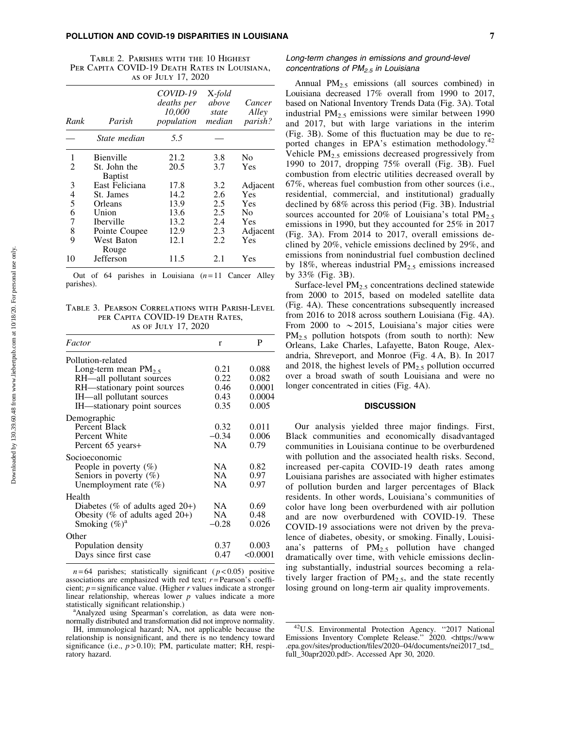Table 2. Parishes with the 10 Highest Per Capita COVID-19 Death Rates in Louisiana, as of July 17, 2020

| Rank | Parish | COVID-19 deaths per 10,000 population | X-fold above state median | Cancer Alley parish? |
|---|---|---|---|---|
| — | *State median* | *5.5* | — | |
| 1 | Bienville | 21.2 | 3.8 | No |
| 2 | St. John the Baptist | 20.5 | 3.7 | Yes |
| 3 | East Feliciana | 17.8 | 3.2 | Adjacent |
| 4 | St. James | 14.2 | 2.6 | Yes |
| 5 | Orleans | 13.9 | 2.5 | Yes |
| 6 | Union | 13.6 | 2.5 | No |
| 7 | Iberville | 13.2 | 2.4 | Yes |
| 8 | Pointe Coupee | 12.9 | 2.3 | Adjacent |
| 9 | West Baton Rouge | 12.1 | 2.2 | Yes |
| 10 | Jefferson | 11.5 | 2.1 | Yes |

Out of 64 parishes in Louisiana ($n = 11$ Cancer Alley parishes).

Table 3. Pearson Correlations with Parish-Level per Capita COVID-19 Death Rates, as of July 17, 2020

| Factor | r | P |
|---|---|---|
| *Pollution-related* | | |
| Long-term mean $PM_{2.5}$ | 0.21 | 0.088 |
| RH—all pollutant sources | 0.22 | 0.082 |
| RH—stationary point sources | 0.46 | 0.0001 |
| IH—all pollutant sources | 0.43 | 0.0004 |
| IH—stationary point sources | 0.35 | 0.005 |
| *Demographic* | | |
| Percent Black | 0.32 | 0.011 |
| Percent White | −0.34 | 0.006 |
| Percent 65 years+ | NA | 0.79 |
| *Socioeconomic* | | |
| People in poverty (%) | NA | 0.82 |
| Seniors in poverty (%) | NA | 0.97 |
| Unemployment rate (%) | NA | 0.97 |
| *Health* | | |
| Diabetes (% of adults aged 20+) | NA | 0.69 |
| Obesity (% of adults aged 20+) | NA | 0.48 |
| Smoking (%)[a] | −0.28 | 0.026 |
| *Other* | | |
| Population density | 0.37 | 0.003 |
| Days since first case | 0.47 | <0.0001 |

$n = 64$ parishes; statistically significant ($p < 0.05$) positive associations are emphasized with red text; $r$ = Pearson's coefficient; $p$ = significance value. (Higher $r$ values indicate a stronger linear relationship, whereas lower $p$ values indicate a more statistically significant relationship.)

[a]Analyzed using Spearman's correlation, as data were nonnormally distributed and transformation did not improve normality.

IH, immunological hazard; NA, not applicable because the relationship is nonsignificant, and there is no tendency toward significance (i.e., $p > 0.10$); PM, particulate matter; RH, respiratory hazard.

### *Long-term changes in emissions and ground-level concentrations of $PM_{2.5}$ in Louisiana*

Annual $PM_{2.5}$ emissions (all sources combined) in Louisiana decreased 17% overall from 1990 to 2017, based on National Inventory Trends Data (Fig. 3A). Total industrial $PM_{2.5}$ emissions were similar between 1990 and 2017, but with large variations in the interim (Fig. 3B). Some of this fluctuation may be due to reported changes in EPA's estimation methodology.[42] Vehicle $PM_{2.5}$ emissions decreased progressively from 1990 to 2017, dropping 75% overall (Fig. 3B). Fuel combustion from electric utilities decreased overall by 67%, whereas fuel combustion from other sources (i.e., residential, commercial, and institutional) gradually declined by 68% across this period (Fig. 3B). Industrial sources accounted for 20% of Louisiana's total $PM_{2.5}$ emissions in 1990, but they accounted for 25% in 2017 (Fig. 3A). From 2014 to 2017, overall emissions declined by 20%, vehicle emissions declined by 29%, and emissions from nonindustrial fuel combustion declined by 18%, whereas industrial $PM_{2.5}$ emissions increased by 33% (Fig. 3B).

Surface-level $PM_{2.5}$ concentrations declined statewide from 2000 to 2015, based on modeled satellite data (Fig. 4A). These concentrations subsequently increased from 2016 to 2018 across southern Louisiana (Fig. 4A). From 2000 to ~2015, Louisiana's major cities were $PM_{2.5}$ pollution hotspots (from south to north): New Orleans, Lake Charles, Lafayette, Baton Rouge, Alexandria, Shreveport, and Monroe (Fig. 4A, B). In 2017 and 2018, the highest levels of $PM_{2.5}$ pollution occurred over a broad swath of south Louisiana and were no longer concentrated in cities (Fig. 4A).

## DISCUSSION

Our analysis yielded three major findings. First, Black communities and economically disadvantaged communities in Louisiana continue to be overburdened with pollution and the associated health risks. Second, increased per-capita COVID-19 death rates among Louisiana parishes are associated with higher estimates of pollution burden and larger percentages of Black residents. In other words, Louisiana's communities of color have long been overburdened with air pollution and are now overburdened with COVID-19. These COVID-19 associations were not driven by the prevalence of diabetes, obesity, or smoking. Finally, Louisiana's patterns of $PM_{2.5}$ pollution have changed dramatically over time, with vehicle emissions declining substantially, industrial sources becoming a relatively larger fraction of $PM_{2.5}$, and the state recently losing ground on long-term air quality improvements.

[42]U.S. Environmental Protection Agency. "2017 National Emissions Inventory Complete Release." 2020. <https://www.epa.gov/sites/production/files/2020-04/documents/nei2017_tsd_full_30apr2020.pdf>. Accessed Apr 30, 2020.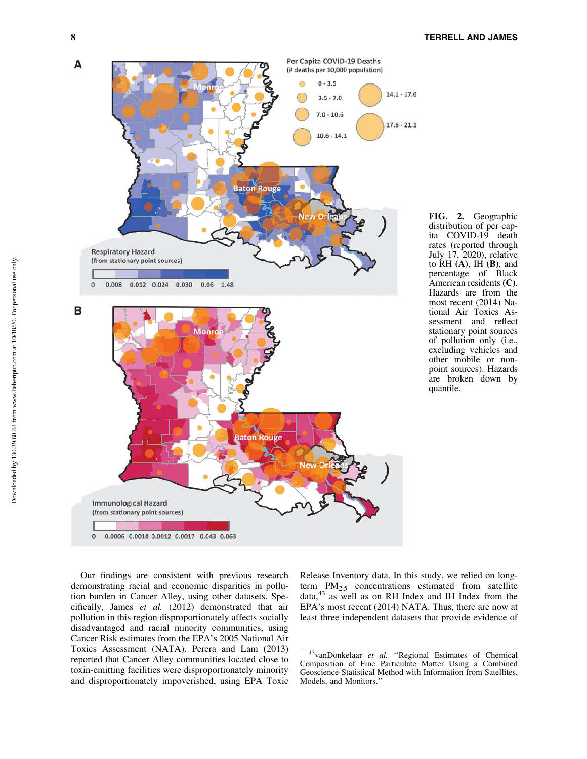**FIG. 2.** Geographic distribution of per capita COVID-19 death rates (reported through July 17, 2020), relative to RH (**A**), IH (**B**), and percentage of Black American residents (**C**). Hazards are from the most recent (2014) National Air Toxics Assessment and reflect stationary point sources of pollution only (i.e., excluding vehicles and other mobile or nonpoint sources). Hazards are broken down by quantile.

Our findings are consistent with previous research demonstrating racial and economic disparities in pollution burden in Cancer Alley, using other datasets. Specifically, James *et al.* (2012) demonstrated that air pollution in this region disproportionately affects socially disadvantaged and racial minority communities, using Cancer Risk estimates from the EPA's 2005 National Air Toxics Assessment (NATA). Perera and Lam (2013) reported that Cancer Alley communities located close to toxin-emitting facilities were disproportionately minority and disproportionately impoverished, using EPA Toxic Release Inventory data. In this study, we relied on long-term $PM_{2.5}$ concentrations estimated from satellite data,[43] as well as on RH Index and IH Index from the EPA's most recent (2014) NATA. Thus, there are now at least three independent datasets that provide evidence of

[43] vanDonkelaar *et al.* ''Regional Estimates of Chemical Composition of Fine Particulate Matter Using a Combined Geoscience-Statistical Method with Information from Satellites, Models, and Monitors.''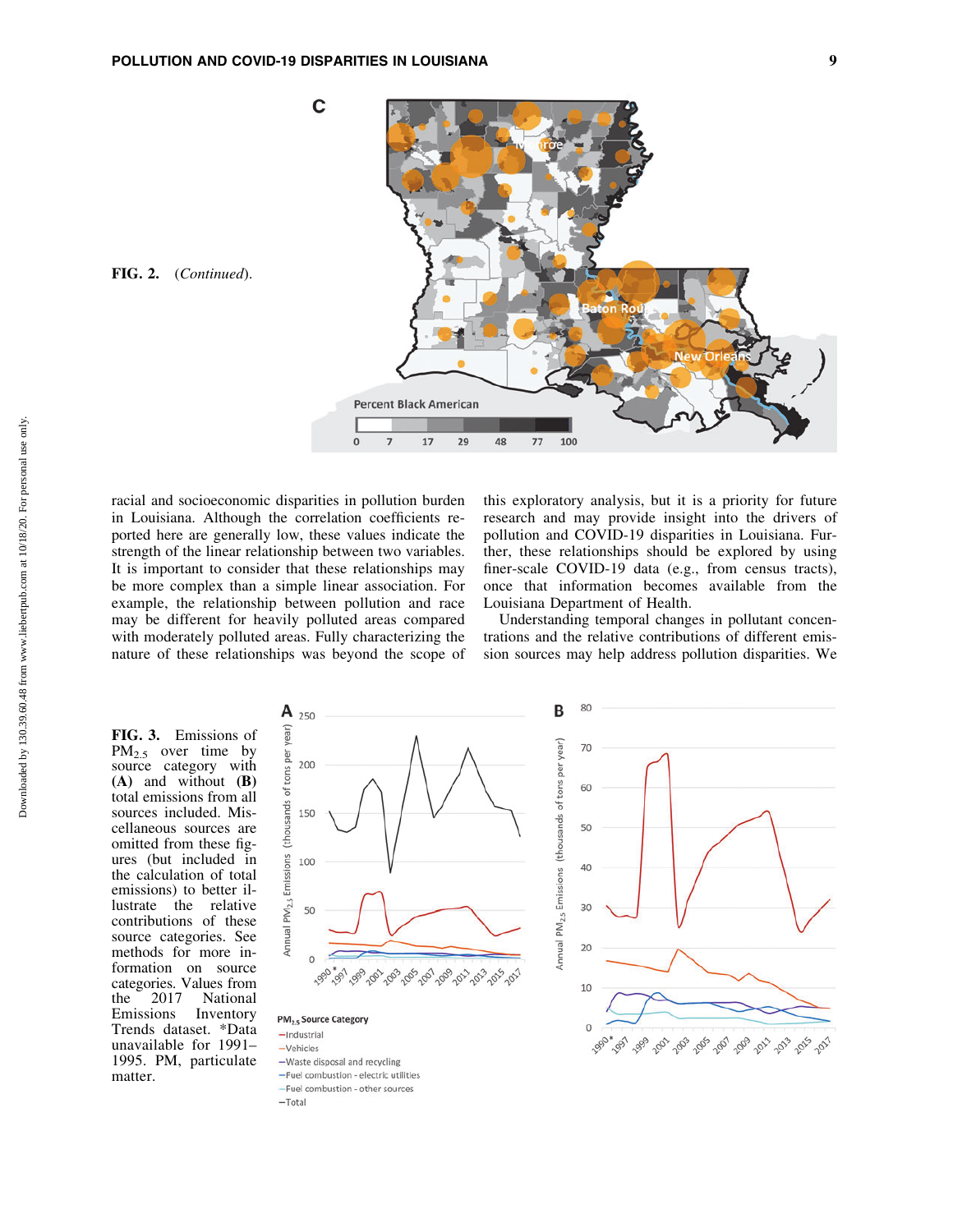FIG. 2. (*Continued*).

racial and socioeconomic disparities in pollution burden in Louisiana. Although the correlation coefficients reported here are generally low, these values indicate the strength of the linear relationship between two variables. It is important to consider that these relationships may be more complex than a simple linear association. For example, the relationship between pollution and race may be different for heavily polluted areas compared with moderately polluted areas. Fully characterizing the nature of these relationships was beyond the scope of this exploratory analysis, but it is a priority for future research and may provide insight into the drivers of pollution and COVID-19 disparities in Louisiana. Further, these relationships should be explored by using finer-scale COVID-19 data (e.g., from census tracts), once that information becomes available from the Louisiana Department of Health.

Understanding temporal changes in pollutant concentrations and the relative contributions of different emission sources may help address pollution disparities. We

**FIG. 3.** Emissions of $PM_{2.5}$ over time by source category with **(A)** and without **(B)** total emissions from all sources included. Miscellaneous sources are omitted from these figures (but included in the calculation of total emissions) to better illustrate the relative contributions of these source categories. See methods for more information on source categories. Values from the 2017 National Emissions Inventory Trends dataset. *Data unavailable for 1991–1995. PM, particulate matter.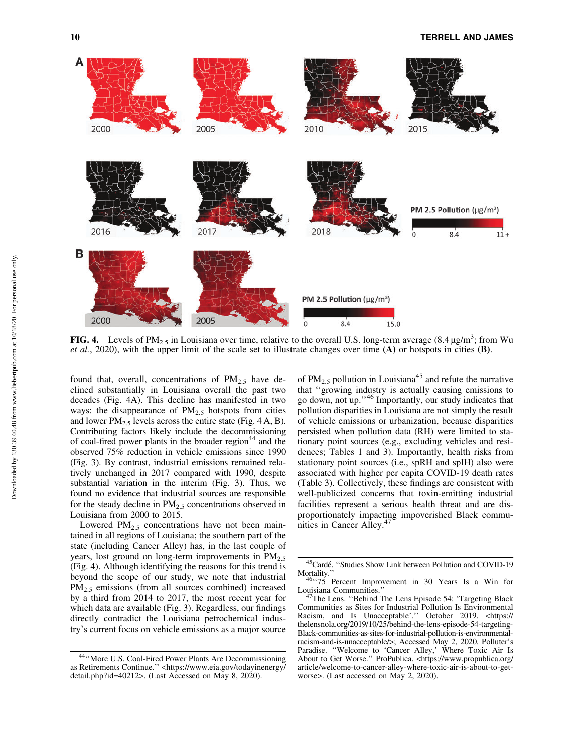**FIG. 4.** Levels of $PM_{2.5}$ in Louisiana over time, relative to the overall U.S. long-term average (8.4 $\mu g/m^3$; from Wu *et al.*, 2020), with the upper limit of the scale set to illustrate changes over time **(A)** or hotspots in cities **(B)**.

found that, overall, concentrations of $PM_{2.5}$ have declined substantially in Louisiana overall the past two decades (Fig. 4A). This decline has manifested in two ways: the disappearance of $PM_{2.5}$ hotspots from cities and lower $PM_{2.5}$ levels across the entire state (Fig. 4 A, B). Contributing factors likely include the decommissioning of coal-fired power plants in the broader region[44] and the observed 75% reduction in vehicle emissions since 1990 (Fig. 3). By contrast, industrial emissions remained relatively unchanged in 2017 compared with 1990, despite substantial variation in the interim (Fig. 3). Thus, we found no evidence that industrial sources are responsible for the steady decline in $PM_{2.5}$ concentrations observed in Louisiana from 2000 to 2015.

Lowered $PM_{2.5}$ concentrations have not been maintained in all regions of Louisiana; the southern part of the state (including Cancer Alley) has, in the last couple of years, lost ground on long-term improvements in $PM_{2.5}$ (Fig. 4). Although identifying the reasons for this trend is beyond the scope of our study, we note that industrial $PM_{2.5}$ emissions (from all sources combined) increased by a third from 2014 to 2017, the most recent year for which data are available (Fig. 3). Regardless, our findings directly contradict the Louisiana petrochemical industry's current focus on vehicle emissions as a major source of $PM_{2.5}$ pollution in Louisiana[45] and refute the narrative that ''growing industry is actually causing emissions to go down, not up.''[46] Importantly, our study indicates that pollution disparities in Louisiana are not simply the result of vehicle emissions or urbanization, because disparities persisted when pollution data (RH) were limited to stationary point sources (e.g., excluding vehicles and residences; Tables 1 and 3). Importantly, health risks from stationary point sources (i.e., spRH and spIH) also were associated with higher per capita COVID-19 death rates (Table 3). Collectively, these findings are consistent with well-publicized concerns that toxin-emitting industrial facilities represent a serious health threat and are disproportionately impacting impoverished Black communities in Cancer Alley.[47]

---

[44]''More U.S. Coal-Fired Power Plants Are Decommissioning as Retirements Continue.'' <https://www.eia.gov/todayinenergy/detail.php?id=40212>. (Last Accessed on May 8, 2020).

[45]Cardé. ''Studies Show Link between Pollution and COVID-19 Mortality.''

[46]''75 Percent Improvement in 30 Years Is a Win for Louisiana Communities.''

[47]The Lens. ''Behind The Lens Episode 54: 'Targeting Black Communities as Sites for Industrial Pollution Is Environmental Racism, and Is Unacceptable'.'' October 2019. <https://thelensnola.org/2019/10/25/behind-the-lens-episode-54-targeting-Black-communities-as-sites-for-industrial-pollution-is-environmental-racism-and-is-unacceptable/>; Accessed May 2, 2020. Polluter's Paradise. ''Welcome to 'Cancer Alley,' Where Toxic Air Is About to Get Worse.'' ProPublica. <https://www.propublica.org/article/welcome-to-cancer-alley-where-toxic-air-is-about-to-get-worse>. (Last accessed on May 2, 2020).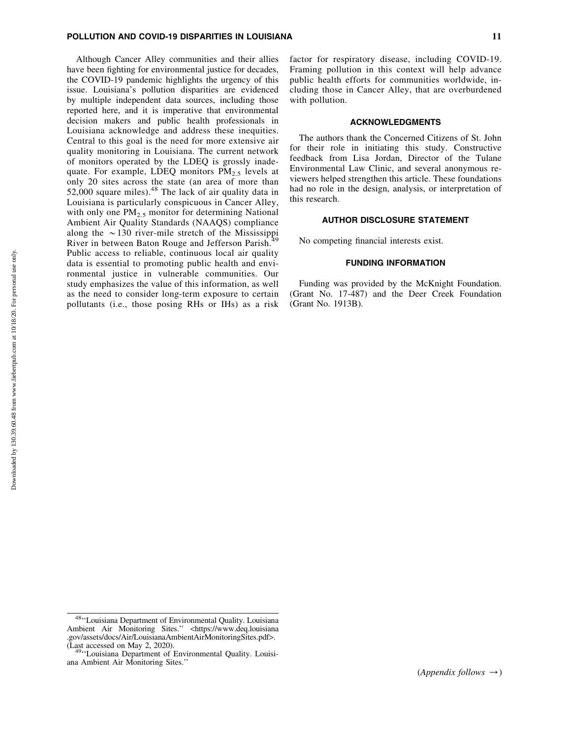Although Cancer Alley communities and their allies have been fighting for environmental justice for decades, the COVID-19 pandemic highlights the urgency of this issue. Louisiana's pollution disparities are evidenced by multiple independent data sources, including those reported here, and it is imperative that environmental decision makers and public health professionals in Louisiana acknowledge and address these inequities. Central to this goal is the need for more extensive air quality monitoring in Louisiana. The current network of monitors operated by the LDEQ is grossly inadequate. For example, LDEQ monitors $PM_{2.5}$ levels at only 20 sites across the state (an area of more than 52,000 square miles).[48] The lack of air quality data in Louisiana is particularly conspicuous in Cancer Alley, with only one $PM_{2.5}$ monitor for determining National Ambient Air Quality Standards (NAAQS) compliance along the $\sim$130 river-mile stretch of the Mississippi River in between Baton Rouge and Jefferson Parish.[49] Public access to reliable, continuous local air quality data is essential to promoting public health and environmental justice in vulnerable communities. Our study emphasizes the value of this information, as well as the need to consider long-term exposure to certain pollutants (i.e., those posing RHs or IHs) as a risk factor for respiratory disease, including COVID-19. Framing pollution in this context will help advance public health efforts for communities worldwide, including those in Cancer Alley, that are overburdened with pollution.

## ACKNOWLEDGMENTS

The authors thank the Concerned Citizens of St. John for their role in initiating this study. Constructive feedback from Lisa Jordan, Director of the Tulane Environmental Law Clinic, and several anonymous reviewers helped strengthen this article. These foundations had no role in the design, analysis, or interpretation of this research.

## AUTHOR DISCLOSURE STATEMENT

No competing financial interests exist.

## FUNDING INFORMATION

Funding was provided by the McKnight Foundation. (Grant No. 17-487) and the Deer Creek Foundation (Grant No. 1913B).

---

[48] "Louisiana Department of Environmental Quality. Louisiana Ambient Air Monitoring Sites." <https://www.deq.louisiana.gov/assets/docs/Air/LouisianaAmbientAirMonitoringSites.pdf>. (Last accessed on May 2, 2020).

[49] "Louisiana Department of Environmental Quality. Louisiana Ambient Air Monitoring Sites."

(*Appendix follows* →)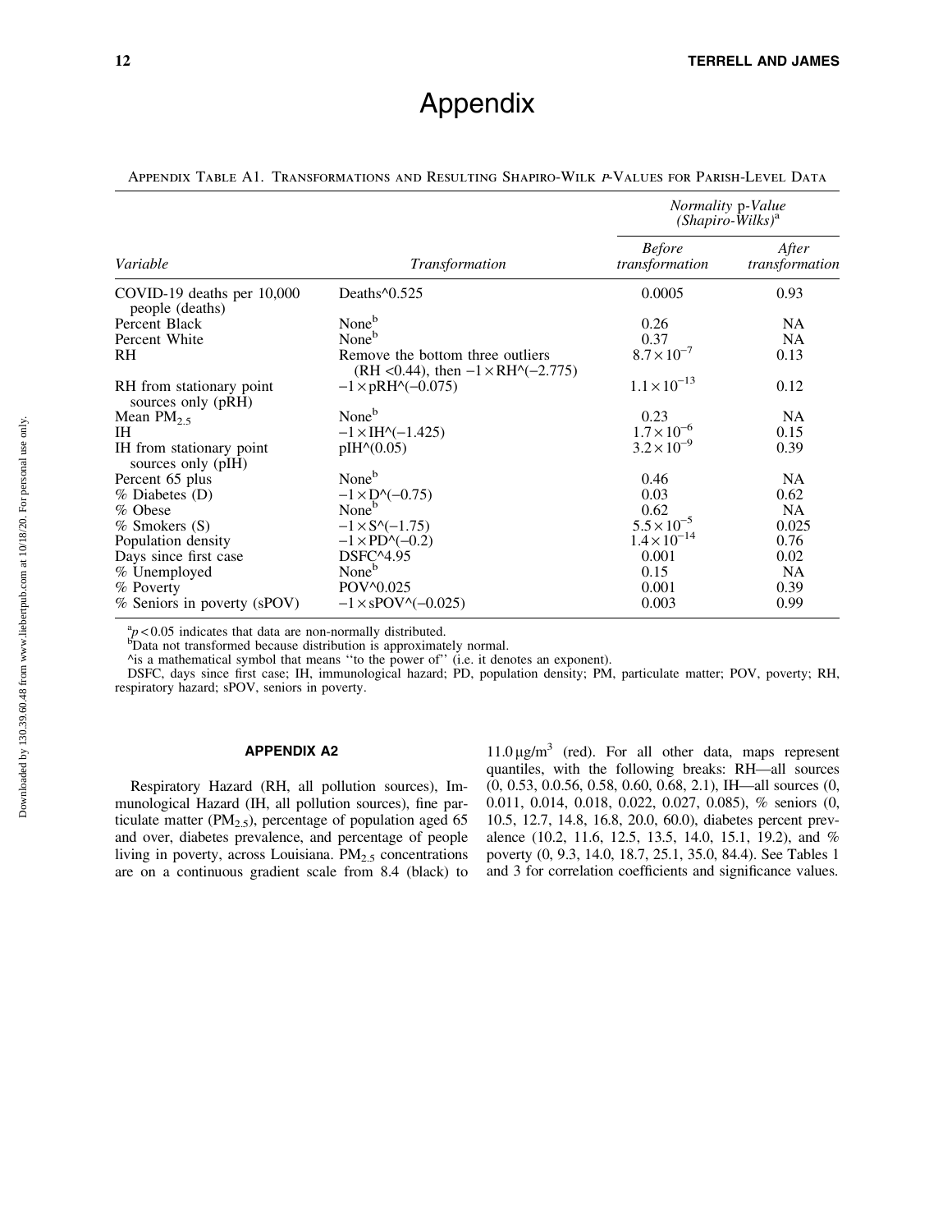# Appendix

Appendix Table A1. Transformations and Resulting Shapiro-Wilk *p*-Values for Parish-Level Data

| | | *Normality* p-*Value (Shapiro-Wilks)*[a] | |
|---|---|---|---|
| *Variable* | *Transformation* | *Before transformation* | *After transformation* |
| COVID-19 deaths per 10,000 people (deaths) | Deaths^0.525 | 0.0005 | 0.93 |
| Percent Black | None[b] | 0.26 | NA |
| Percent White | None[b] | 0.37 | NA |
| RH | Remove the bottom three outliers (RH <0.44), then $-1 \times$ RH^(−2.775) | $8.7 \times 10^{-7}$ | 0.13 |
| RH from stationary point sources only (pRH) | $-1 \times$ pRH^(−0.075) | $1.1 \times 10^{-13}$ | 0.12 |
| Mean $PM_{2.5}$ | None[b] | 0.23 | NA |
| IH | $-1 \times$ IH^(−1.425) | $1.7 \times 10^{-6}$ | 0.15 |
| IH from stationary point sources only (pIH) | pIH^(0.05) | $3.2 \times 10^{-9}$ | 0.39 |
| Percent 65 plus | None[b] | 0.46 | NA |
| % Diabetes (D) | $-1 \times$ D^(−0.75) | 0.03 | 0.62 |
| % Obese | None[b] | 0.62 | NA |
| % Smokers (S) | $-1 \times$ S^(−1.75) | $5.5 \times 10^{-5}$ | 0.025 |
| Population density | $-1 \times$ PD^(−0.2) | $1.4 \times 10^{-14}$ | 0.76 |
| Days since first case | DSFC^4.95 | 0.001 | 0.02 |
| % Unemployed | None[b] | 0.15 | NA |
| % Poverty | POV^0.025 | 0.001 | 0.39 |
| % Seniors in poverty (sPOV) | $-1 \times$ sPOV^(−0.025) | 0.003 | 0.99 |

[a]$p < 0.05$ indicates that data are non-normally distributed.
[b]Data not transformed because distribution is approximately normal.
^is a mathematical symbol that means "to the power of" (i.e. it denotes an exponent).
DSFC, days since first case; IH, immunological hazard; PD, population density; PM, particulate matter; POV, poverty; RH, respiratory hazard; sPOV, seniors in poverty.

## APPENDIX A2

Respiratory Hazard (RH, all pollution sources), Immunological Hazard (IH, all pollution sources), fine particulate matter ($PM_{2.5}$), percentage of population aged 65 and over, diabetes prevalence, and percentage of people living in poverty, across Louisiana. $PM_{2.5}$ concentrations are on a continuous gradient scale from 8.4 (black) to 11.0 $\mu g/m^3$ (red). For all other data, maps represent quantiles, with the following breaks: RH—all sources (0, 0.53, 0.0.56, 0.58, 0.60, 0.68, 2.1), IH—all sources (0, 0.011, 0.014, 0.018, 0.022, 0.027, 0.085), % seniors (0, 10.5, 12.7, 14.8, 16.8, 20.0, 60.0), diabetes percent prevalence (10.2, 11.6, 12.5, 13.5, 14.0, 15.1, 19.2), and % poverty (0, 9.3, 14.0, 18.7, 25.1, 35.0, 84.4). See Tables 1 and 3 for correlation coefficients and significance values.